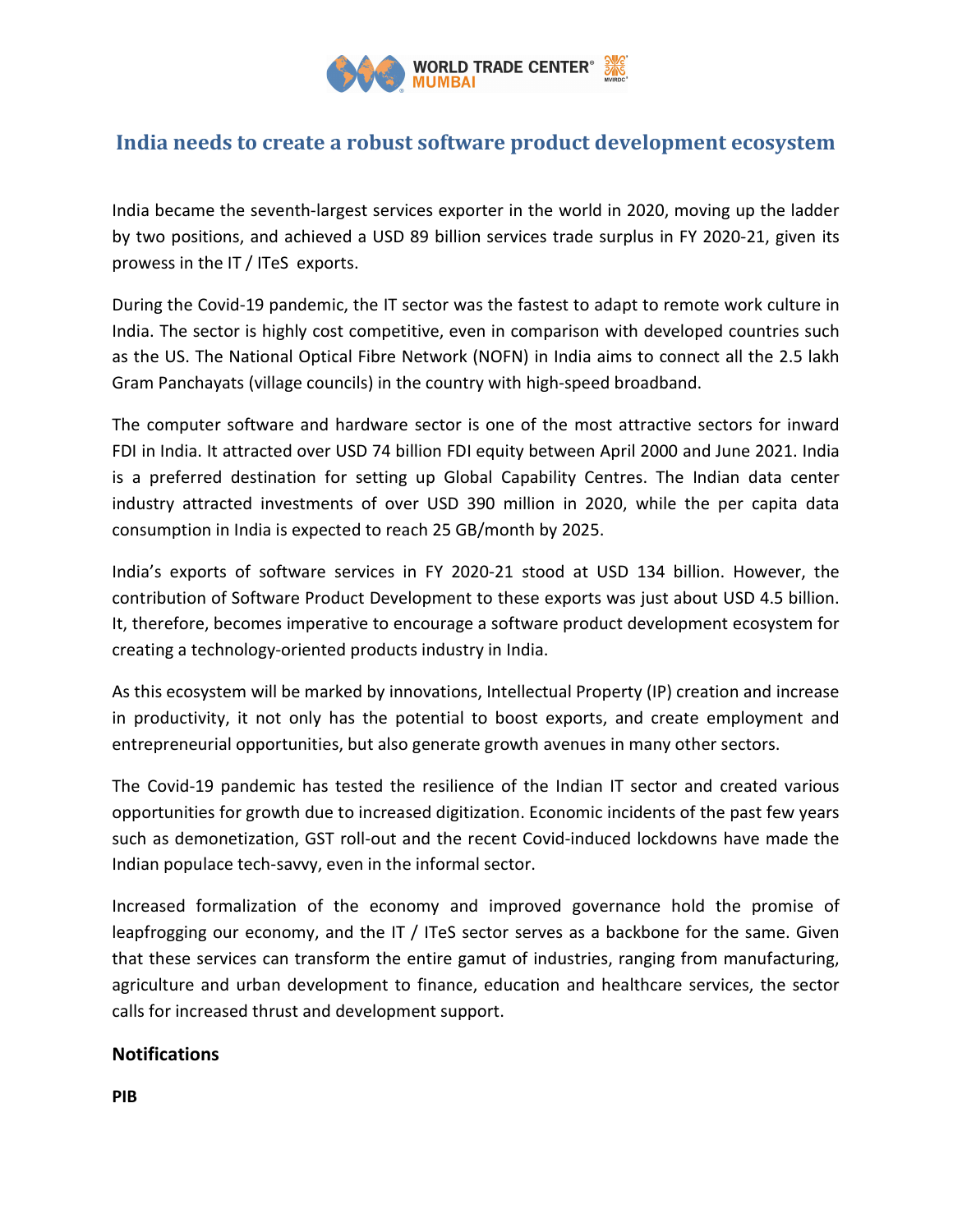# India needs to create a robust software product development ecosystem

India became the seventh-largest services exporter in the world in 2020, moving up the ladder by two positions, and achieved a USD 89 billion services trade surplus in FY 2020-21, given its prowess in the IT / ITeS exports.

During the Covid-19 pandemic, the IT sector was the fastest to adapt to remote work culture in India. The sector is highly cost competitive, even in comparison with developed countries such as the US. The National Optical Fibre Network (NOFN) in India aims to connect all the 2.5 lakh Gram Panchayats (village councils) in the country with high-speed broadband.

The computer software and hardware sector is one of the most attractive sectors for inward FDI in India. It attracted over USD 74 billion FDI equity between April 2000 and June 2021. India is a preferred destination for setting up Global Capability Centres. The Indian data center industry attracted investments of over USD 390 million in 2020, while the per capita data consumption in India is expected to reach 25 GB/month by 2025.

India's exports of software services in FY 2020-21 stood at USD 134 billion. However, the contribution of Software Product Development to these exports was just about USD 4.5 billion. It, therefore, becomes imperative to encourage a software product development ecosystem for creating a technology-oriented products industry in India.

As this ecosystem will be marked by innovations, Intellectual Property (IP) creation and increase in productivity, it not only has the potential to boost exports, and create employment and entrepreneurial opportunities, but also generate growth avenues in many other sectors.

The Covid-19 pandemic has tested the resilience of the Indian IT sector and created various opportunities for growth due to increased digitization. Economic incidents of the past few years such as demonetization, GST roll-out and the recent Covid-induced lockdowns have made the Indian populace tech-savvy, even in the informal sector.

Increased formalization of the economy and improved governance hold the promise of leapfrogging our economy, and the IT / ITeS sector serves as a backbone for the same. Given that these services can transform the entire gamut of industries, ranging from manufacturing, agriculture and urban development to finance, education and healthcare services, the sector calls for increased thrust and development support.

## Notifications

**PIB**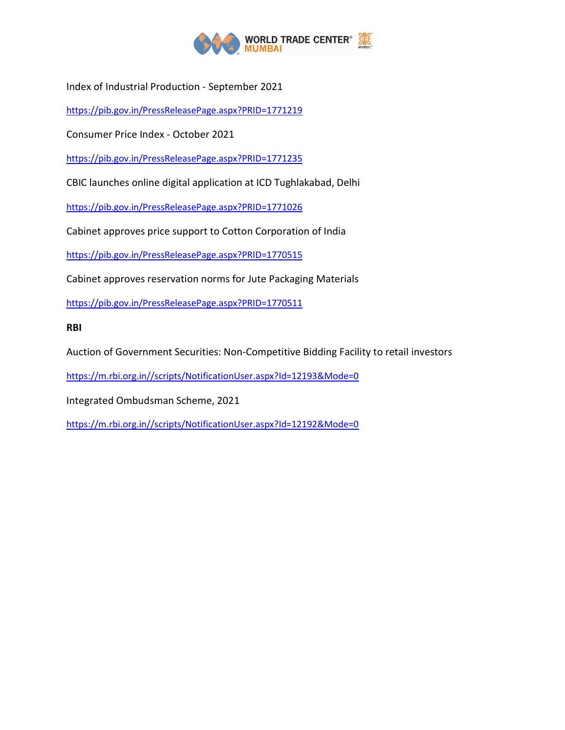Index of Industrial Production - September 2021

https://pib.gov.in/PressReleasePage.aspx?PRID=1771219

Consumer Price Index - October 2021

https://pib.gov.in/PressReleasePage.aspx?PRID=1771235

CBIC launches online digital application at ICD Tughlakabad, Delhi

https://pib.gov.in/PressReleasePage.aspx?PRID=1771026

Cabinet approves price support to Cotton Corporation of India

https://pib.gov.in/PressReleasePage.aspx?PRID=1770515

Cabinet approves reservation norms for Jute Packaging Materials

https://pib.gov.in/PressReleasePage.aspx?PRID=1770511

**RBI**

Auction of Government Securities: Non-Competitive Bidding Facility to retail investors

https://m.rbi.org.in//scripts/NotificationUser.aspx?Id=12193&Mode=0

Integrated Ombudsman Scheme, 2021

https://m.rbi.org.in//scripts/NotificationUser.aspx?Id=12192&Mode=0